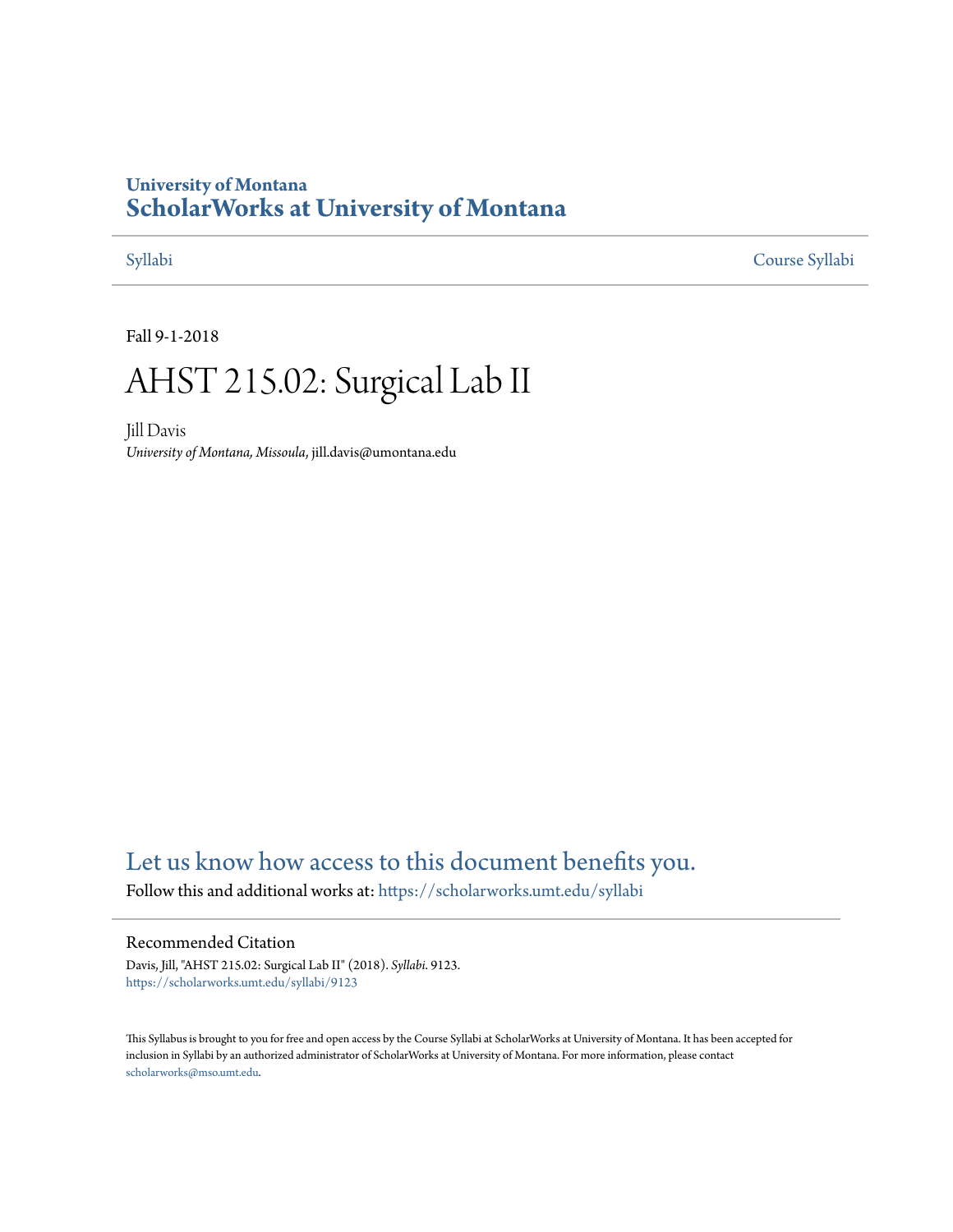**University of Montana**
**ScholarWorks at University of Montana**

Syllabi | Course Syllabi

Fall 9-1-2018

# AHST 215.02: Surgical Lab II

Jill Davis
*University of Montana, Missoula*, jill.davis@umontana.edu

Let us know how access to this document benefits you.

Follow this and additional works at: https://scholarworks.umt.edu/syllabi

## Recommended Citation

Davis, Jill, "AHST 215.02: Surgical Lab II" (2018). *Syllabi*. 9123.
https://scholarworks.umt.edu/syllabi/9123

This Syllabus is brought to you for free and open access by the Course Syllabi at ScholarWorks at University of Montana. It has been accepted for inclusion in Syllabi by an authorized administrator of ScholarWorks at University of Montana. For more information, please contact scholarworks@mso.umt.edu.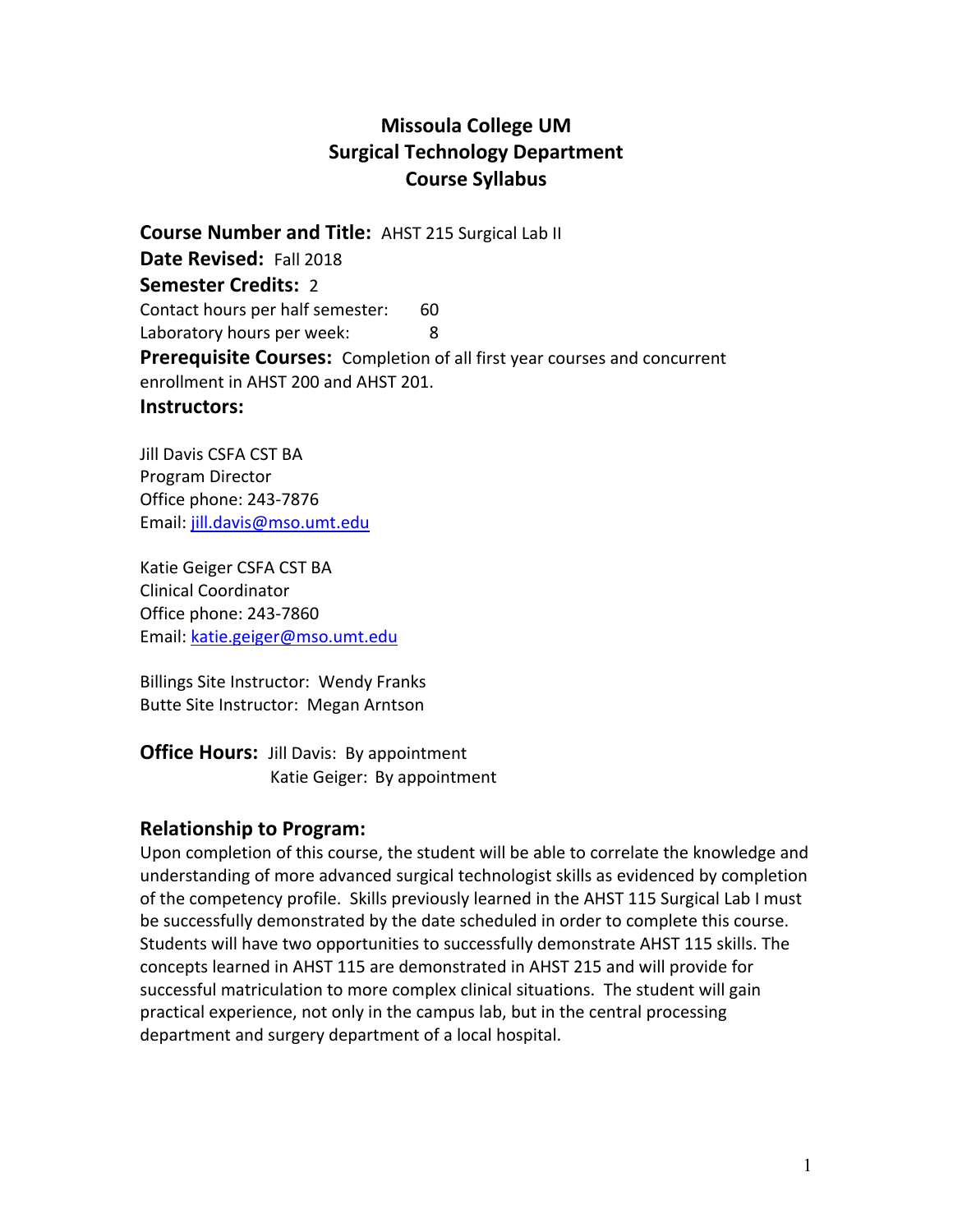# Missoula College UM
# Surgical Technology Department
# Course Syllabus

**Course Number and Title:** AHST 215 Surgical Lab II

**Date Revised:** Fall 2018

**Semester Credits:** 2

Contact hours per half semester: 60

Laboratory hours per week: 8

**Prerequisite Courses:** Completion of all first year courses and concurrent enrollment in AHST 200 and AHST 201.

**Instructors:**

Jill Davis CSFA CST BA
Program Director
Office phone: 243-7876
Email: jill.davis@mso.umt.edu

Katie Geiger CSFA CST BA
Clinical Coordinator
Office phone: 243-7860
Email: katie.geiger@mso.umt.edu

Billings Site Instructor: Wendy Franks
Butte Site Instructor: Megan Arntson

**Office Hours:** Jill Davis: By appointment
Katie Geiger: By appointment

## Relationship to Program:

Upon completion of this course, the student will be able to correlate the knowledge and understanding of more advanced surgical technologist skills as evidenced by completion of the competency profile. Skills previously learned in the AHST 115 Surgical Lab I must be successfully demonstrated by the date scheduled in order to complete this course. Students will have two opportunities to successfully demonstrate AHST 115 skills. The concepts learned in AHST 115 are demonstrated in AHST 215 and will provide for successful matriculation to more complex clinical situations. The student will gain practical experience, not only in the campus lab, but in the central processing department and surgery department of a local hospital.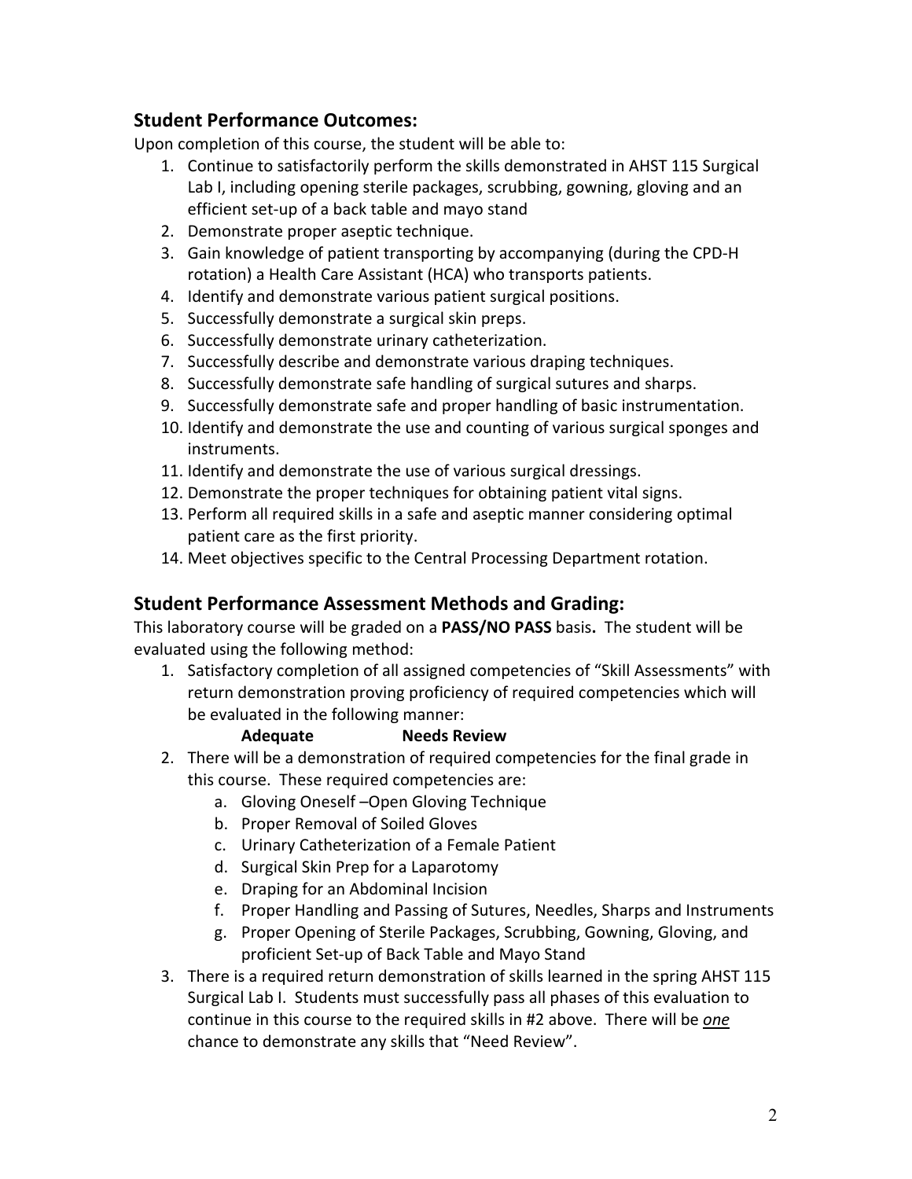## Student Performance Outcomes:

Upon completion of this course, the student will be able to:

1. Continue to satisfactorily perform the skills demonstrated in AHST 115 Surgical Lab I, including opening sterile packages, scrubbing, gowning, gloving and an efficient set-up of a back table and mayo stand
2. Demonstrate proper aseptic technique.
3. Gain knowledge of patient transporting by accompanying (during the CPD-H rotation) a Health Care Assistant (HCA) who transports patients.
4. Identify and demonstrate various patient surgical positions.
5. Successfully demonstrate a surgical skin preps.
6. Successfully demonstrate urinary catheterization.
7. Successfully describe and demonstrate various draping techniques.
8. Successfully demonstrate safe handling of surgical sutures and sharps.
9. Successfully demonstrate safe and proper handling of basic instrumentation.
10. Identify and demonstrate the use and counting of various surgical sponges and instruments.
11. Identify and demonstrate the use of various surgical dressings.
12. Demonstrate the proper techniques for obtaining patient vital signs.
13. Perform all required skills in a safe and aseptic manner considering optimal patient care as the first priority.
14. Meet objectives specific to the Central Processing Department rotation.

## Student Performance Assessment Methods and Grading:

This laboratory course will be graded on a **PASS/NO PASS** basis**.** The student will be evaluated using the following method:

1. Satisfactory completion of all assigned competencies of "Skill Assessments" with return demonstration proving proficiency of required competencies which will be evaluated in the following manner:

   **Adequate** **Needs Review**

2. There will be a demonstration of required competencies for the final grade in this course. These required competencies are:
   a. Gloving Oneself –Open Gloving Technique
   b. Proper Removal of Soiled Gloves
   c. Urinary Catheterization of a Female Patient
   d. Surgical Skin Prep for a Laparotomy
   e. Draping for an Abdominal Incision
   f. Proper Handling and Passing of Sutures, Needles, Sharps and Instruments
   g. Proper Opening of Sterile Packages, Scrubbing, Gowning, Gloving, and proficient Set-up of Back Table and Mayo Stand
3. There is a required return demonstration of skills learned in the spring AHST 115 Surgical Lab I. Students must successfully pass all phases of this evaluation to continue in this course to the required skills in #2 above. There will be ***one*** chance to demonstrate any skills that "Need Review".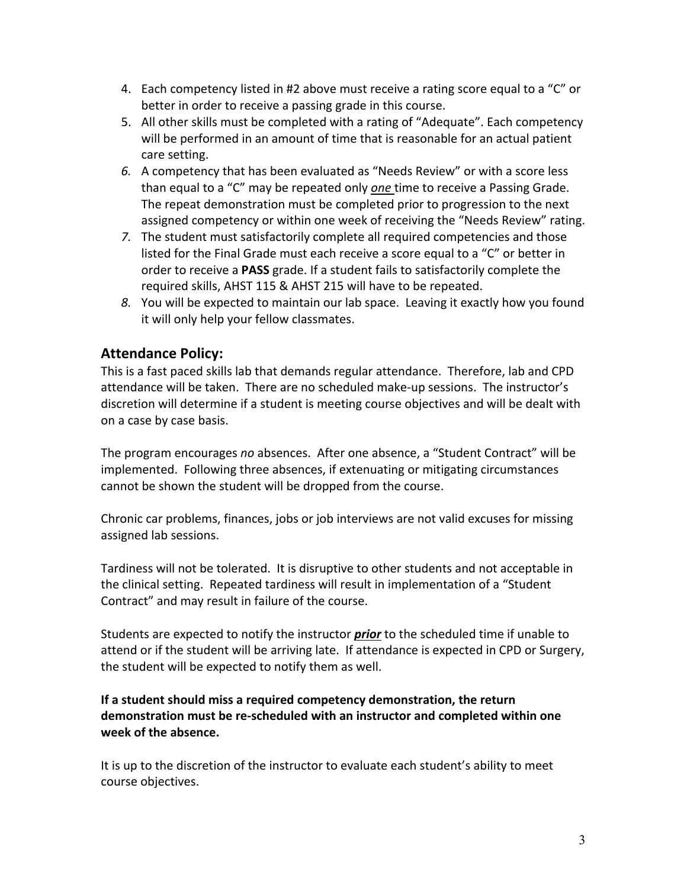4. Each competency listed in #2 above must receive a rating score equal to a "C" or better in order to receive a passing grade in this course.
5. All other skills must be completed with a rating of "Adequate". Each competency will be performed in an amount of time that is reasonable for an actual patient care setting.
6. A competency that has been evaluated as "Needs Review" or with a score less than equal to a "C" may be repeated only ***one*** time to receive a Passing Grade. The repeat demonstration must be completed prior to progression to the next assigned competency or within one week of receiving the "Needs Review" rating.
7. The student must satisfactorily complete all required competencies and those listed for the Final Grade must each receive a score equal to a "C" or better in order to receive a **PASS** grade. If a student fails to satisfactorily complete the required skills, AHST 115 & AHST 215 will have to be repeated.
8. You will be expected to maintain our lab space. Leaving it exactly how you found it will only help your fellow classmates.

## Attendance Policy:

This is a fast paced skills lab that demands regular attendance. Therefore, lab and CPD attendance will be taken. There are no scheduled make-up sessions. The instructor's discretion will determine if a student is meeting course objectives and will be dealt with on a case by case basis.

The program encourages *no* absences. After one absence, a "Student Contract" will be implemented. Following three absences, if extenuating or mitigating circumstances cannot be shown the student will be dropped from the course.

Chronic car problems, finances, jobs or job interviews are not valid excuses for missing assigned lab sessions.

Tardiness will not be tolerated. It is disruptive to other students and not acceptable in the clinical setting. Repeated tardiness will result in implementation of a "Student Contract" and may result in failure of the course.

Students are expected to notify the instructor ***prior*** to the scheduled time if unable to attend or if the student will be arriving late. If attendance is expected in CPD or Surgery, the student will be expected to notify them as well.

**If a student should miss a required competency demonstration, the return demonstration must be re-scheduled with an instructor and completed within one week of the absence.**

It is up to the discretion of the instructor to evaluate each student's ability to meet course objectives.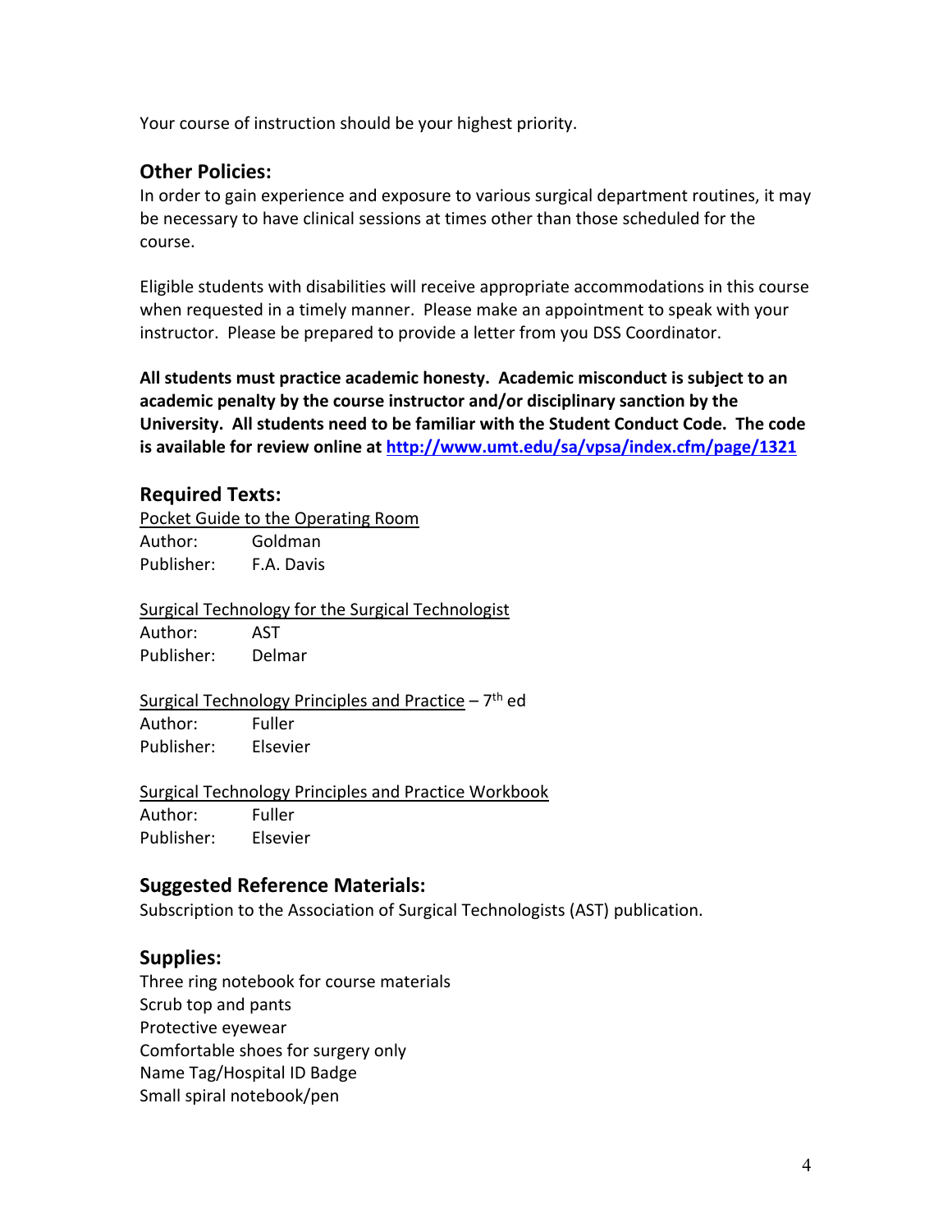Your course of instruction should be your highest priority.

## Other Policies:

In order to gain experience and exposure to various surgical department routines, it may be necessary to have clinical sessions at times other than those scheduled for the course.

Eligible students with disabilities will receive appropriate accommodations in this course when requested in a timely manner. Please make an appointment to speak with your instructor. Please be prepared to provide a letter from you DSS Coordinator.

**All students must practice academic honesty. Academic misconduct is subject to an academic penalty by the course instructor and/or disciplinary sanction by the University. All students need to be familiar with the Student Conduct Code. The code is available for review online at [http://www.umt.edu/sa/vpsa/index.cfm/page/1321](http://www.umt.edu/sa/vpsa/index.cfm/page/1321)**

## Required Texts:

<u>Pocket Guide to the Operating Room</u>
Author: Goldman
Publisher: F.A. Davis

<u>Surgical Technology for the Surgical Technologist</u>
Author: AST
Publisher: Delmar

<u>Surgical Technology Principles and Practice</u> – 7th ed
Author: Fuller
Publisher: Elsevier

<u>Surgical Technology Principles and Practice Workbook</u>
Author: Fuller
Publisher: Elsevier

## Suggested Reference Materials:

Subscription to the Association of Surgical Technologists (AST) publication.

## Supplies:

Three ring notebook for course materials
Scrub top and pants
Protective eyewear
Comfortable shoes for surgery only
Name Tag/Hospital ID Badge
Small spiral notebook/pen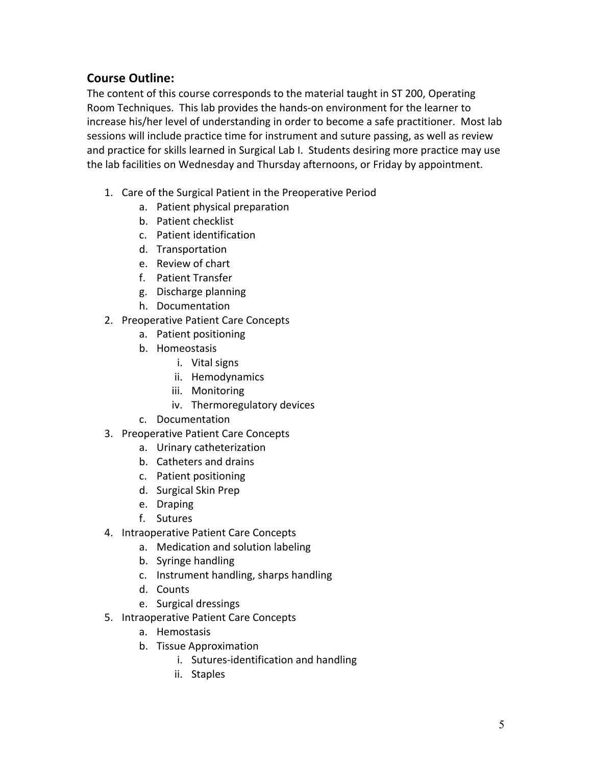## Course Outline:

The content of this course corresponds to the material taught in ST 200, Operating Room Techniques. This lab provides the hands-on environment for the learner to increase his/her level of understanding in order to become a safe practitioner. Most lab sessions will include practice time for instrument and suture passing, as well as review and practice for skills learned in Surgical Lab I. Students desiring more practice may use the lab facilities on Wednesday and Thursday afternoons, or Friday by appointment.

1. Care of the Surgical Patient in the Preoperative Period
    a. Patient physical preparation
    b. Patient checklist
    c. Patient identification
    d. Transportation
    e. Review of chart
    f. Patient Transfer
    g. Discharge planning
    h. Documentation
2. Preoperative Patient Care Concepts
    a. Patient positioning
    b. Homeostasis
        i. Vital signs
        ii. Hemodynamics
        iii. Monitoring
        iv. Thermoregulatory devices
    c. Documentation
3. Preoperative Patient Care Concepts
    a. Urinary catheterization
    b. Catheters and drains
    c. Patient positioning
    d. Surgical Skin Prep
    e. Draping
    f. Sutures
4. Intraoperative Patient Care Concepts
    a. Medication and solution labeling
    b. Syringe handling
    c. Instrument handling, sharps handling
    d. Counts
    e. Surgical dressings
5. Intraoperative Patient Care Concepts
    a. Hemostasis
    b. Tissue Approximation
        i. Sutures-identification and handling
        ii. Staples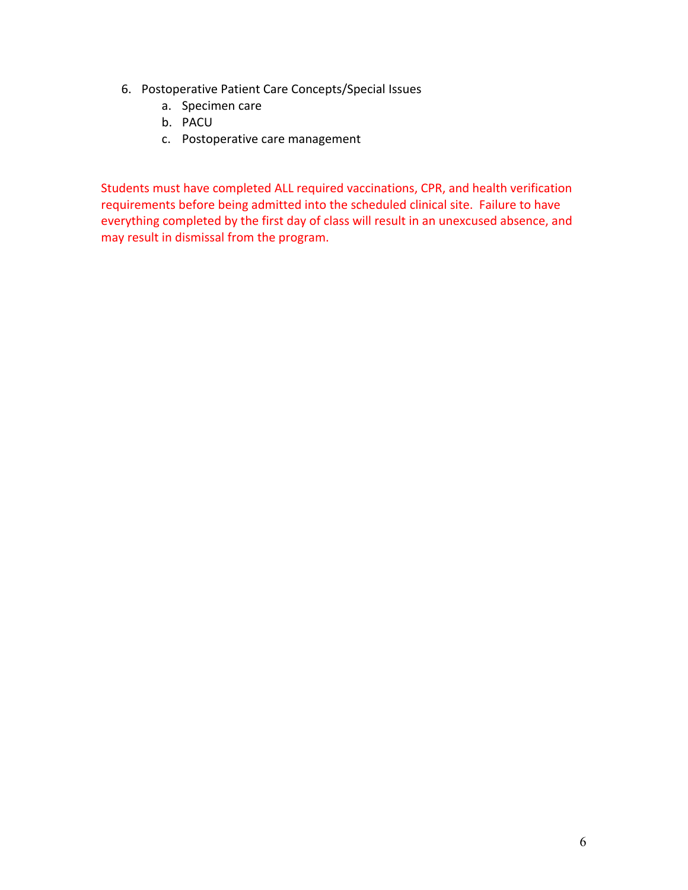6. Postoperative Patient Care Concepts/Special Issues
    a. Specimen care
    b. PACU
    c. Postoperative care management

Students must have completed ALL required vaccinations, CPR, and health verification requirements before being admitted into the scheduled clinical site. Failure to have everything completed by the first day of class will result in an unexcused absence, and may result in dismissal from the program.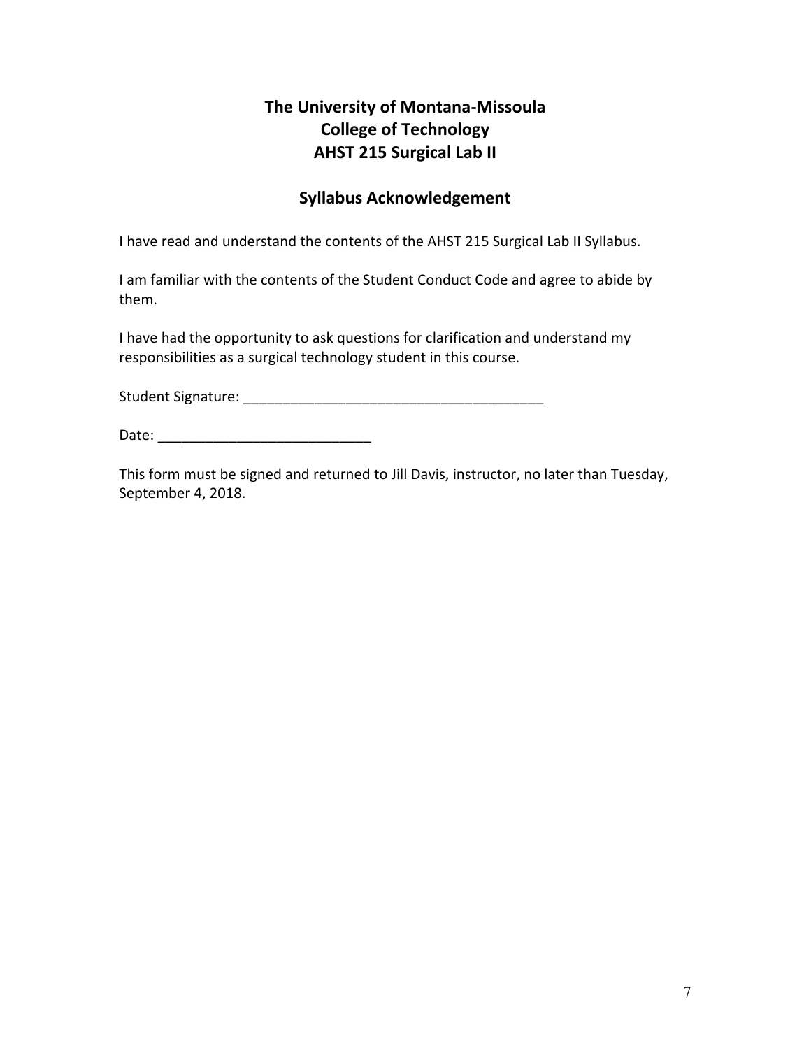# The University of Montana-Missoula
# College of Technology
# AHST 215 Surgical Lab II

## Syllabus Acknowledgement

I have read and understand the contents of the AHST 215 Surgical Lab II Syllabus.

I am familiar with the contents of the Student Conduct Code and agree to abide by them.

I have had the opportunity to ask questions for clarification and understand my responsibilities as a surgical technology student in this course.

Student Signature: ______________________________________

Date: __________________________

This form must be signed and returned to Jill Davis, instructor, no later than Tuesday, September 4, 2018.